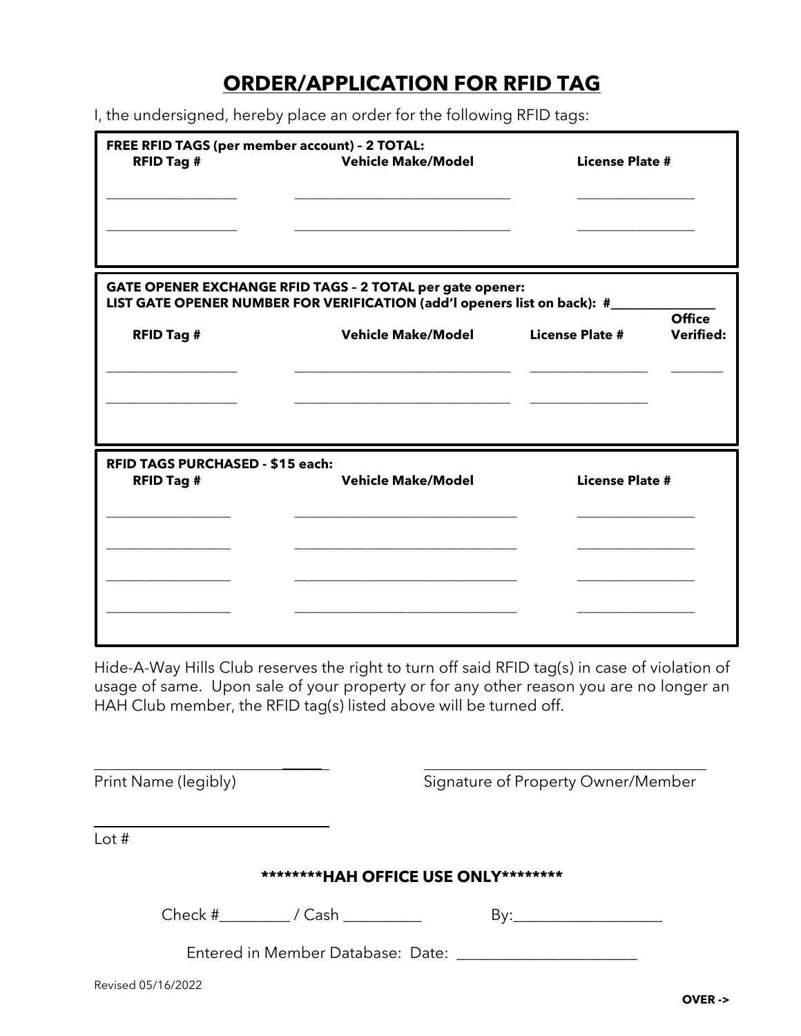# ORDER/APPLICATION FOR RFID TAG

I, the undersigned, hereby place an order for the following RFID tags:

**FREE RFID TAGS (per member account) – 2 TOTAL:**

| RFID Tag # | Vehicle Make/Model | License Plate # |
|---|---|---|
| ________________ | ____________________________ | _______________ |
| ________________ | ____________________________ | _______________ |

**GATE OPENER EXCHANGE RFID TAGS – 2 TOTAL per gate opener:**
**LIST GATE OPENER NUMBER FOR VERIFICATION (add'l openers list on back): #_______________**

| RFID Tag # | Vehicle Make/Model | License Plate # | Office Verified: |
|---|---|---|---|
| ________________ | ____________________________ | _______________ | _______ |
| ________________ | ____________________________ | _______________ | |

**RFID TAGS PURCHASED - $15 each:**

| RFID Tag # | Vehicle Make/Model | License Plate # |
|---|---|---|
| ________________ | ____________________________ | _______________ |
| ________________ | ____________________________ | _______________ |
| ________________ | ____________________________ | _______________ |
| ________________ | ____________________________ | _______________ |

Hide-A-Way Hills Club reserves the right to turn off said RFID tag(s) in case of violation of usage of same. Upon sale of your property or for any other reason you are no longer an HAH Club member, the RFID tag(s) listed above will be turned off.

______________________________ Print Name (legibly)

______________________________ Signature of Property Owner/Member

______________________________ Lot #

**\*\*\*\*\*\*\*\*HAH OFFICE USE ONLY\*\*\*\*\*\*\*\***

Check #_________ / Cash __________ By:___________________

Entered in Member Database: Date: _______________________

Revised 05/16/2022

**OVER ->**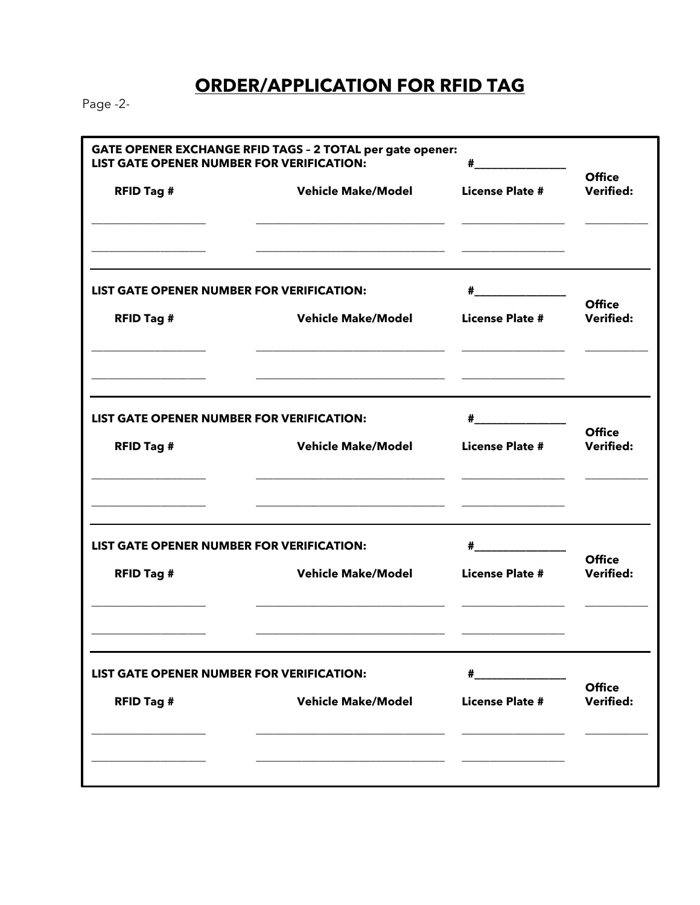# ORDER/APPLICATION FOR RFID TAG

Page -2-

**GATE OPENER EXCHANGE RFID TAGS – 2 TOTAL per gate opener:**
**LIST GATE OPENER NUMBER FOR VERIFICATION:** #________________

| RFID Tag # | Vehicle Make/Model | License Plate # | Office Verified: |
|---|---|---|---|
| ____________________ | __________________________________ | ___________________ | ___________ |
| ____________________ | __________________________________ | ___________________ | |

**LIST GATE OPENER NUMBER FOR VERIFICATION:** #________________

| RFID Tag # | Vehicle Make/Model | License Plate # | Office Verified: |
|---|---|---|---|
| ____________________ | __________________________________ | ___________________ | ___________ |
| ____________________ | __________________________________ | ___________________ | |

**LIST GATE OPENER NUMBER FOR VERIFICATION:** #________________

| RFID Tag # | Vehicle Make/Model | License Plate # | Office Verified: |
|---|---|---|---|
| ____________________ | __________________________________ | ___________________ | ___________ |
| ____________________ | __________________________________ | ___________________ | |

**LIST GATE OPENER NUMBER FOR VERIFICATION:** #________________

| RFID Tag # | Vehicle Make/Model | License Plate # | Office Verified: |
|---|---|---|---|
| ____________________ | __________________________________ | ___________________ | ___________ |
| ____________________ | __________________________________ | ___________________ | |

**LIST GATE OPENER NUMBER FOR VERIFICATION:** #________________

| RFID Tag # | Vehicle Make/Model | License Plate # | Office Verified: |
|---|---|---|---|
| ____________________ | __________________________________ | ___________________ | ___________ |
| ____________________ | __________________________________ | ___________________ | |